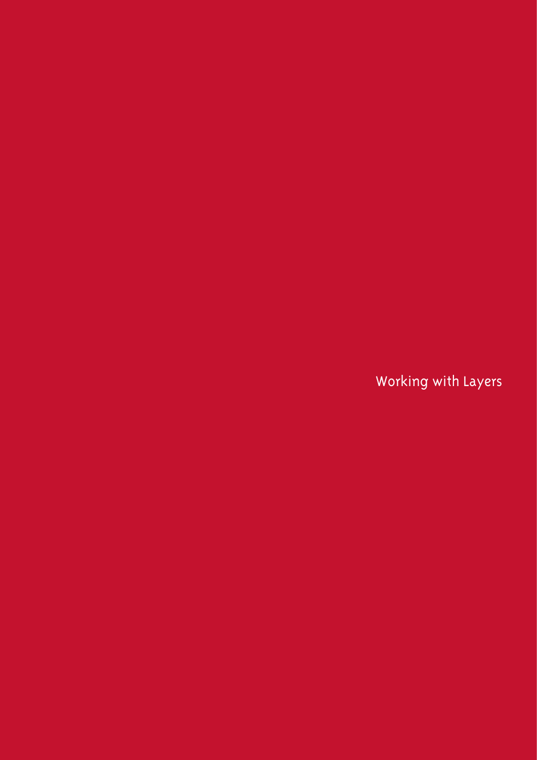# Working with Layers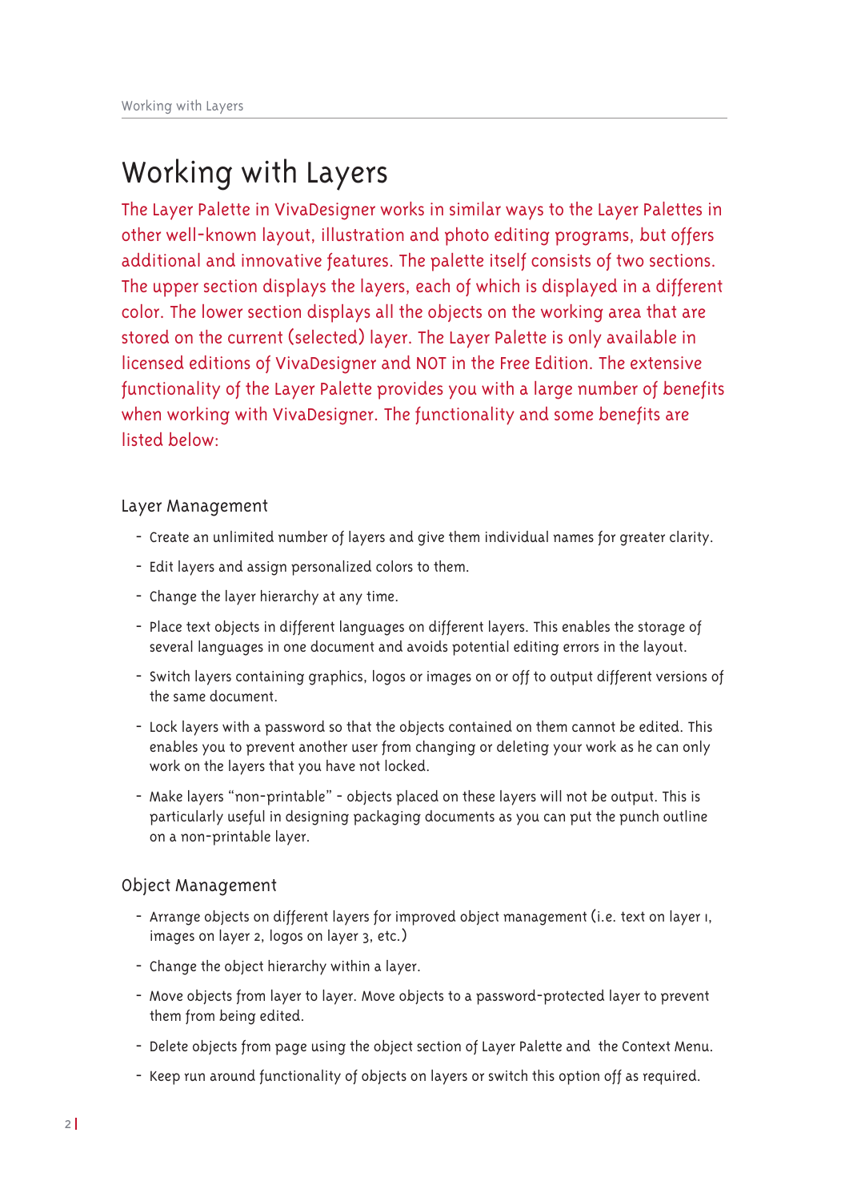# Working with Layers

The Layer Palette in VivaDesigner works in similar ways to the Layer Palettes in other well-known layout, illustration and photo editing programs, but offers additional and innovative features. The palette itself consists of two sections. The upper section displays the layers, each of which is displayed in a different color. The lower section displays all the objects on the working area that are stored on the current (selected) layer. The Layer Palette is only available in licensed editions of VivaDesigner and NOT in the Free Edition. The extensive functionality of the Layer Palette provides you with a large number of benefits when working with VivaDesigner. The functionality and some benefits are listed below:

## Layer Management

- Create an unlimited number of layers and give them individual names for greater clarity.
- Edit layers and assign personalized colors to them.
- Change the layer hierarchy at any time.
- Place text objects in different languages on different layers. This enables the storage of several languages in one document and avoids potential editing errors in the layout.
- Switch layers containing graphics, logos or images on or off to output different versions of the same document.
- Lock layers with a password so that the objects contained on them cannot be edited. This enables you to prevent another user from changing or deleting your work as he can only work on the layers that you have not locked.
- Make layers “non-printable” - objects placed on these layers will not be output. This is particularly useful in designing packaging documents as you can put the punch outline on a non-printable layer.

## Object Management

- Arrange objects on different layers for improved object management (i.e. text on layer 1, images on layer 2, logos on layer 3, etc.)
- Change the object hierarchy within a layer.
- Move objects from layer to layer. Move objects to a password-protected layer to prevent them from being edited.
- Delete objects from page using the object section of Layer Palette and the Context Menu.
- Keep run around functionality of objects on layers or switch this option off as required.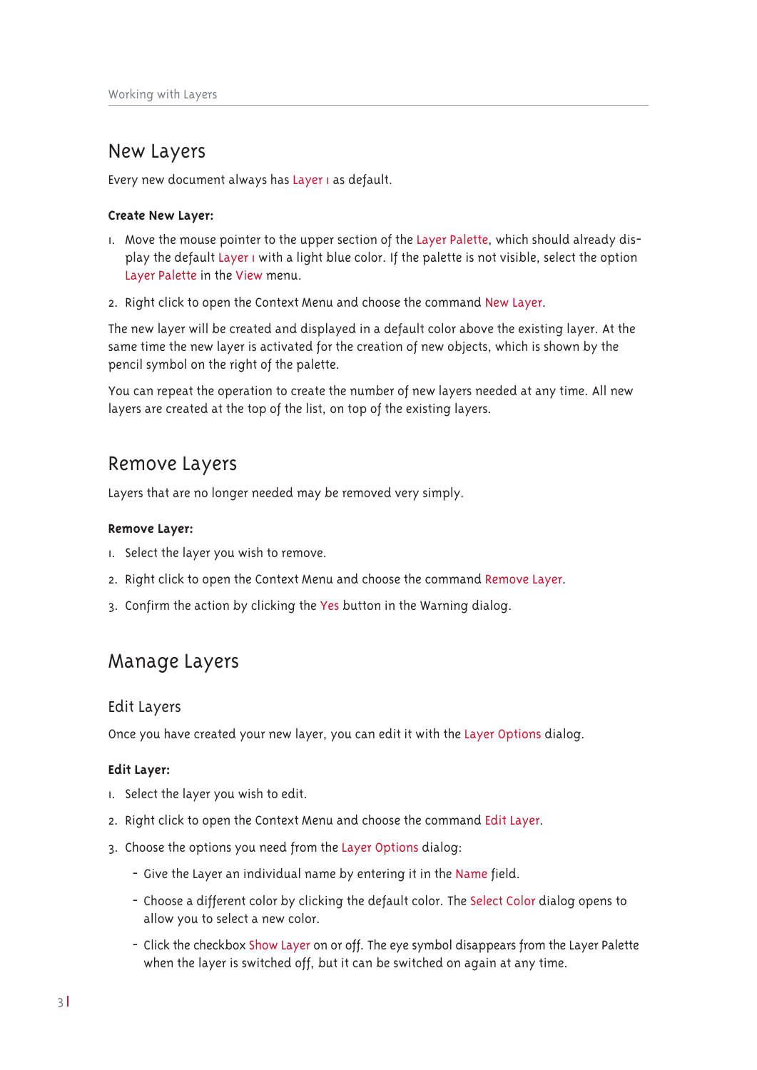# New Layers

Every new document always has Layer 1 as default.

**Create New Layer:**

1. Move the mouse pointer to the upper section of the Layer Palette, which should already display the default Layer 1 with a light blue color. If the palette is not visible, select the option Layer Palette in the View menu.
2. Right click to open the Context Menu and choose the command New Layer.

The new layer will be created and displayed in a default color above the existing layer. At the same time the new layer is activated for the creation of new objects, which is shown by the pencil symbol on the right of the palette.

You can repeat the operation to create the number of new layers needed at any time. All new layers are created at the top of the list, on top of the existing layers.

# Remove Layers

Layers that are no longer needed may be removed very simply.

**Remove Layer:**

1. Select the layer you wish to remove.
2. Right click to open the Context Menu and choose the command Remove Layer.
3. Confirm the action by clicking the Yes button in the Warning dialog.

# Manage Layers

## Edit Layers

Once you have created your new layer, you can edit it with the Layer Options dialog.

**Edit Layer:**

1. Select the layer you wish to edit.
2. Right click to open the Context Menu and choose the command Edit Layer.
3. Choose the options you need from the Layer Options dialog:
   - Give the Layer an individual name by entering it in the Name field.
   - Choose a different color by clicking the default color. The Select Color dialog opens to allow you to select a new color.
   - Click the checkbox Show Layer on or off. The eye symbol disappears from the Layer Palette when the layer is switched off, but it can be switched on again at any time.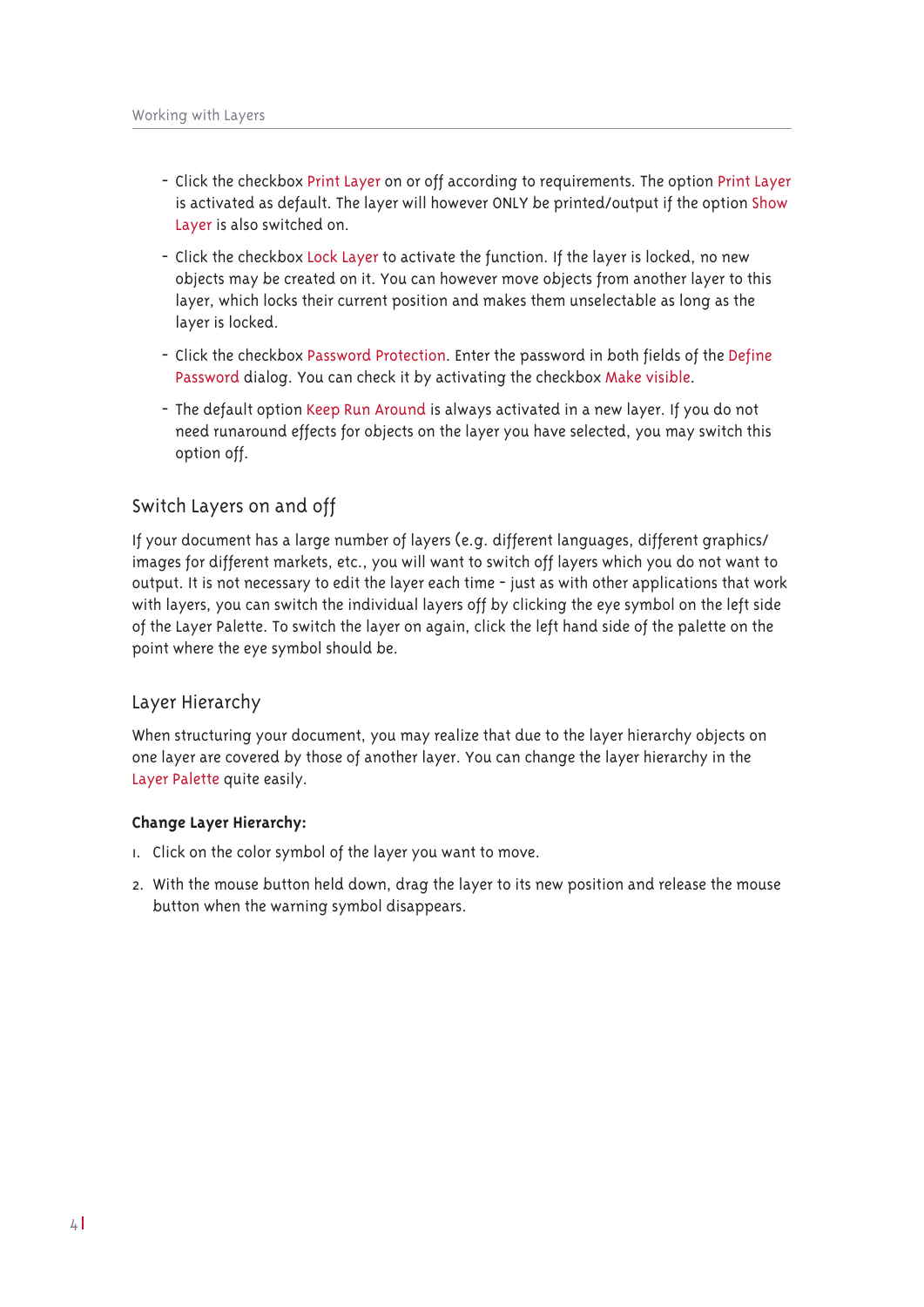- Click the checkbox Print Layer on or off according to requirements. The option Print Layer is activated as default. The layer will however ONLY be printed/output if the option Show Layer is also switched on.
- Click the checkbox Lock Layer to activate the function. If the layer is locked, no new objects may be created on it. You can however move objects from another layer to this layer, which locks their current position and makes them unselectable as long as the layer is locked.
- Click the checkbox Password Protection. Enter the password in both fields of the Define Password dialog. You can check it by activating the checkbox Make visible.
- The default option Keep Run Around is always activated in a new layer. If you do not need runaround effects for objects on the layer you have selected, you may switch this option off.

## Switch Layers on and off

If your document has a large number of layers (e.g. different languages, different graphics/ images for different markets, etc., you will want to switch off layers which you do not want to output. It is not necessary to edit the layer each time - just as with other applications that work with layers, you can switch the individual layers off by clicking the eye symbol on the left side of the Layer Palette. To switch the layer on again, click the left hand side of the palette on the point where the eye symbol should be.

## Layer Hierarchy

When structuring your document, you may realize that due to the layer hierarchy objects on one layer are covered by those of another layer. You can change the layer hierarchy in the Layer Palette quite easily.

**Change Layer Hierarchy:**

1. Click on the color symbol of the layer you want to move.
2. With the mouse button held down, drag the layer to its new position and release the mouse button when the warning symbol disappears.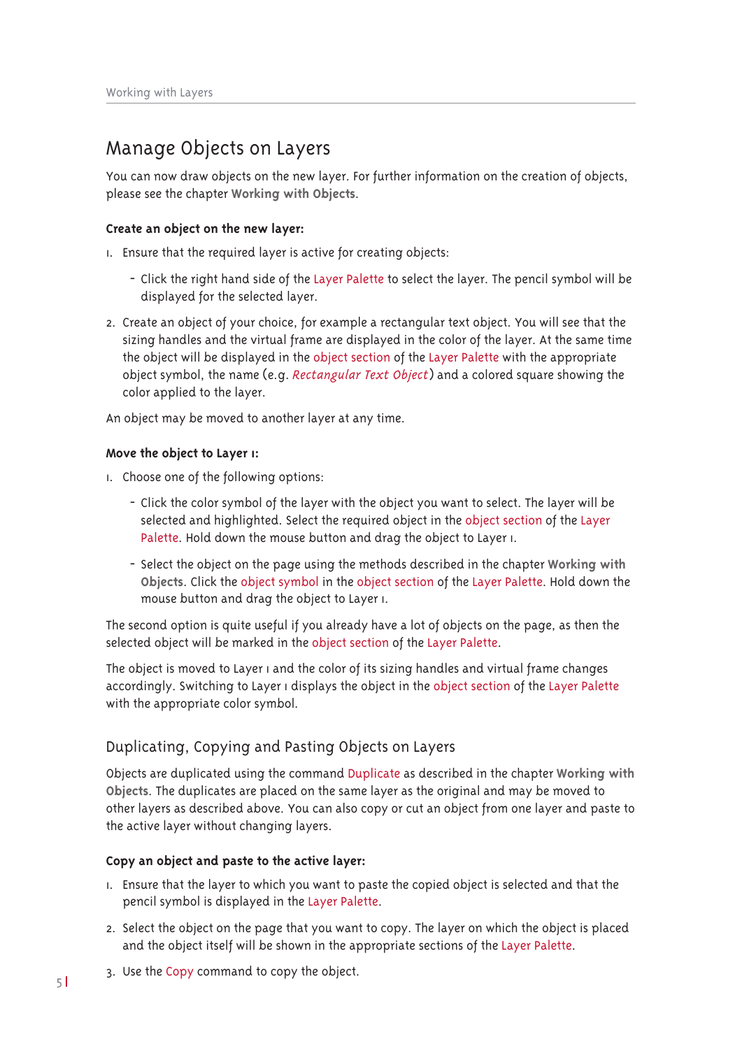## Manage Objects on Layers

You can now draw objects on the new layer. For further information on the creation of objects, please see the chapter **Working with Objects**.

**Create an object on the new layer:**

1. Ensure that the required layer is active for creating objects:
   - Click the right hand side of the Layer Palette to select the layer. The pencil symbol will be displayed for the selected layer.
2. Create an object of your choice, for example a rectangular text object. You will see that the sizing handles and the virtual frame are displayed in the color of the layer. At the same time the object will be displayed in the object section of the Layer Palette with the appropriate object symbol, the name (e.g. *Rectangular Text Object*) and a colored square showing the color applied to the layer.

An object may be moved to another layer at any time.

**Move the object to Layer 1:**

1. Choose one of the following options:
   - Click the color symbol of the layer with the object you want to select. The layer will be selected and highlighted. Select the required object in the object section of the Layer Palette. Hold down the mouse button and drag the object to Layer 1.
   - Select the object on the page using the methods described in the chapter **Working with Objects**. Click the object symbol in the object section of the Layer Palette. Hold down the mouse button and drag the object to Layer 1.

The second option is quite useful if you already have a lot of objects on the page, as then the selected object will be marked in the object section of the Layer Palette.

The object is moved to Layer 1 and the color of its sizing handles and virtual frame changes accordingly. Switching to Layer 1 displays the object in the object section of the Layer Palette with the appropriate color symbol.

### Duplicating, Copying and Pasting Objects on Layers

Objects are duplicated using the command Duplicate as described in the chapter **Working with Objects**. The duplicates are placed on the same layer as the original and may be moved to other layers as described above. You can also copy or cut an object from one layer and paste to the active layer without changing layers.

**Copy an object and paste to the active layer:**

1. Ensure that the layer to which you want to paste the copied object is selected and that the pencil symbol is displayed in the Layer Palette.
2. Select the object on the page that you want to copy. The layer on which the object is placed and the object itself will be shown in the appropriate sections of the Layer Palette.
3. Use the Copy command to copy the object.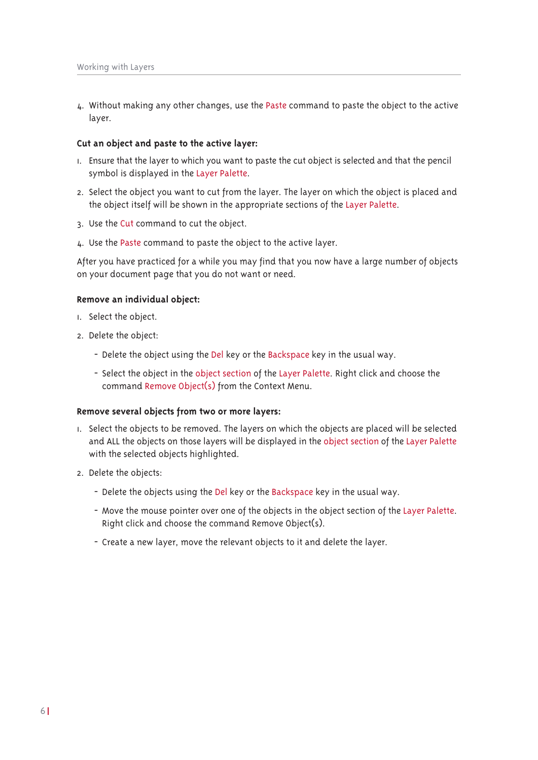4. Without making any other changes, use the Paste command to paste the object to the active layer.

**Cut an object and paste to the active layer:**

1. Ensure that the layer to which you want to paste the cut object is selected and that the pencil symbol is displayed in the Layer Palette.
2. Select the object you want to cut from the layer. The layer on which the object is placed and the object itself will be shown in the appropriate sections of the Layer Palette.
3. Use the Cut command to cut the object.
4. Use the Paste command to paste the object to the active layer.

After you have practiced for a while you may find that you now have a large number of objects on your document page that you do not want or need.

**Remove an individual object:**

1. Select the object.
2. Delete the object:
   - Delete the object using the Del key or the Backspace key in the usual way.
   - Select the object in the object section of the Layer Palette. Right click and choose the command Remove Object(s) from the Context Menu.

**Remove several objects from two or more layers:**

1. Select the objects to be removed. The layers on which the objects are placed will be selected and ALL the objects on those layers will be displayed in the object section of the Layer Palette with the selected objects highlighted.
2. Delete the objects:
   - Delete the objects using the Del key or the Backspace key in the usual way.
   - Move the mouse pointer over one of the objects in the object section of the Layer Palette. Right click and choose the command Remove Object(s).
   - Create a new layer, move the relevant objects to it and delete the layer.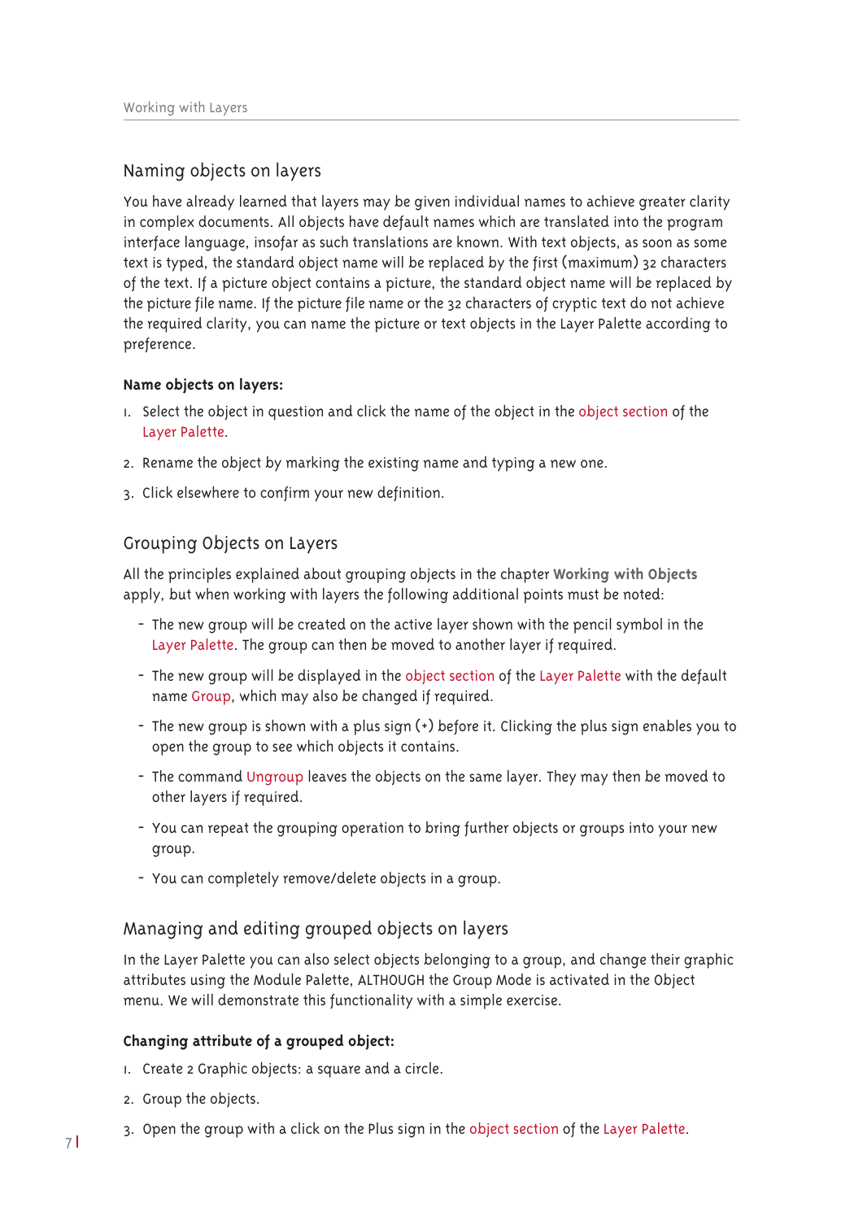## Naming objects on layers

You have already learned that layers may be given individual names to achieve greater clarity in complex documents. All objects have default names which are translated into the program interface language, insofar as such translations are known. With text objects, as soon as some text is typed, the standard object name will be replaced by the first (maximum) 32 characters of the text. If a picture object contains a picture, the standard object name will be replaced by the picture file name. If the picture file name or the 32 characters of cryptic text do not achieve the required clarity, you can name the picture or text objects in the Layer Palette according to preference.

**Name objects on layers:**

1. Select the object in question and click the name of the object in the object section of the Layer Palette.
2. Rename the object by marking the existing name and typing a new one.
3. Click elsewhere to confirm your new definition.

## Grouping Objects on Layers

All the principles explained about grouping objects in the chapter **Working with Objects** apply, but when working with layers the following additional points must be noted:

- The new group will be created on the active layer shown with the pencil symbol in the Layer Palette. The group can then be moved to another layer if required.
- The new group will be displayed in the object section of the Layer Palette with the default name Group, which may also be changed if required.
- The new group is shown with a plus sign (+) before it. Clicking the plus sign enables you to open the group to see which objects it contains.
- The command Ungroup leaves the objects on the same layer. They may then be moved to other layers if required.
- You can repeat the grouping operation to bring further objects or groups into your new group.
- You can completely remove/delete objects in a group.

## Managing and editing grouped objects on layers

In the Layer Palette you can also select objects belonging to a group, and change their graphic attributes using the Module Palette, ALTHOUGH the Group Mode is activated in the Object menu. We will demonstrate this functionality with a simple exercise.

**Changing attribute of a grouped object:**

1. Create 2 Graphic objects: a square and a circle.
2. Group the objects.
3. Open the group with a click on the Plus sign in the object section of the Layer Palette.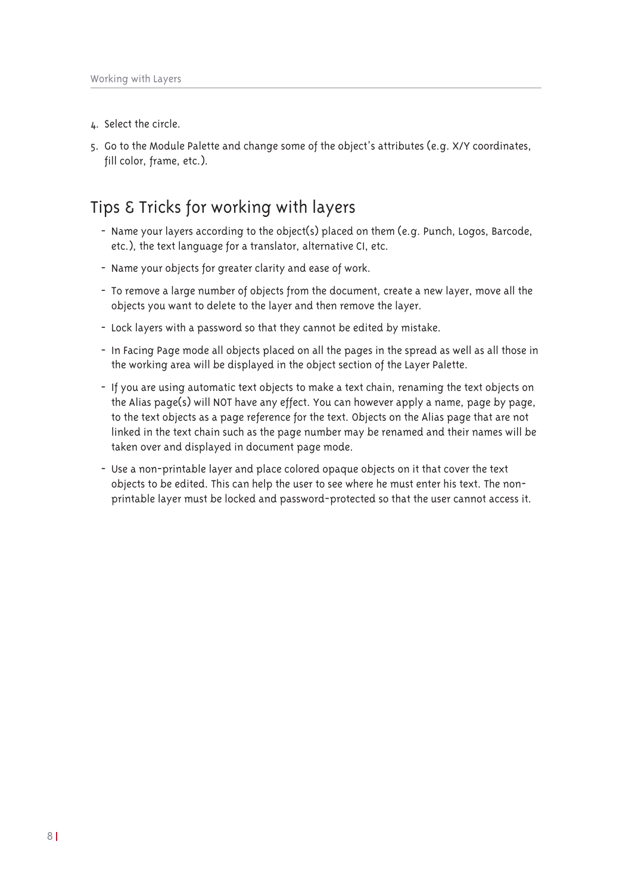4. Select the circle.
5. Go to the Module Palette and change some of the object's attributes (e.g. X/Y coordinates, fill color, frame, etc.).

## Tips & Tricks for working with layers

- Name your layers according to the object(s) placed on them (e.g. Punch, Logos, Barcode, etc.), the text language for a translator, alternative CI, etc.
- Name your objects for greater clarity and ease of work.
- To remove a large number of objects from the document, create a new layer, move all the objects you want to delete to the layer and then remove the layer.
- Lock layers with a password so that they cannot be edited by mistake.
- In Facing Page mode all objects placed on all the pages in the spread as well as all those in the working area will be displayed in the object section of the Layer Palette.
- If you are using automatic text objects to make a text chain, renaming the text objects on the Alias page(s) will NOT have any effect. You can however apply a name, page by page, to the text objects as a page reference for the text. Objects on the Alias page that are not linked in the text chain such as the page number may be renamed and their names will be taken over and displayed in document page mode.
- Use a non-printable layer and place colored opaque objects on it that cover the text objects to be edited. This can help the user to see where he must enter his text. The non-printable layer must be locked and password-protected so that the user cannot access it.